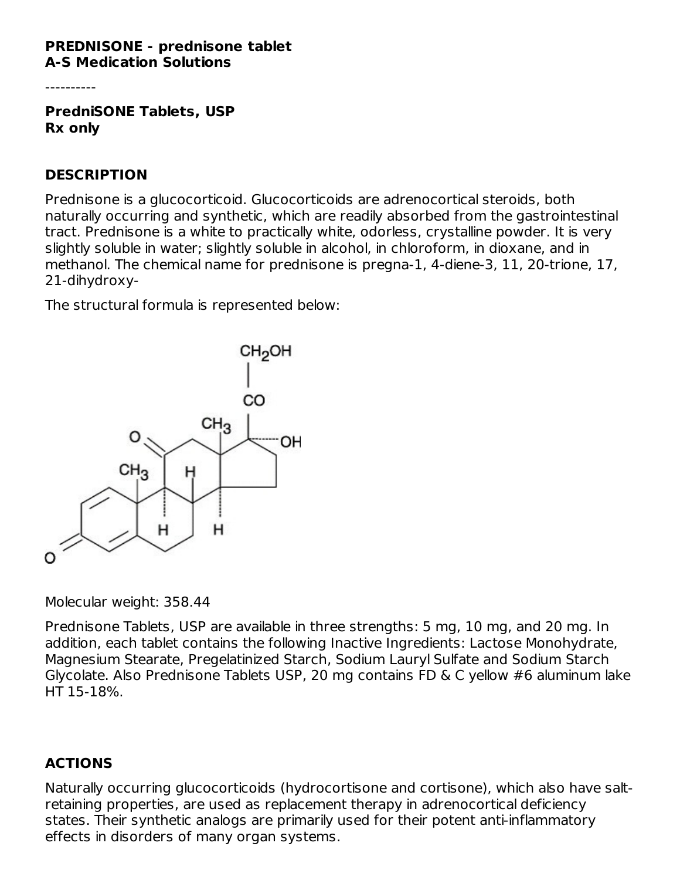**PREDNISONE - prednisone tablet**
**A-S Medication Solutions**

----------

**PredniSONE Tablets, USP**
**Rx only**

## DESCRIPTION

Prednisone is a glucocorticoid. Glucocorticoids are adrenocortical steroids, both naturally occurring and synthetic, which are readily absorbed from the gastrointestinal tract. Prednisone is a white to practically white, odorless, crystalline powder. It is very slightly soluble in water; slightly soluble in alcohol, in chloroform, in dioxane, and in methanol. The chemical name for prednisone is pregna-1, 4-diene-3, 11, 20-trione, 17, 21-dihydroxy-

The structural formula is represented below:

Molecular weight: 358.44

Prednisone Tablets, USP are available in three strengths: 5 mg, 10 mg, and 20 mg. In addition, each tablet contains the following Inactive Ingredients: Lactose Monohydrate, Magnesium Stearate, Pregelatinized Starch, Sodium Lauryl Sulfate and Sodium Starch Glycolate. Also Prednisone Tablets USP, 20 mg contains FD & C yellow #6 aluminum lake HT 15-18%.

## ACTIONS

Naturally occurring glucocorticoids (hydrocortisone and cortisone), which also have salt-retaining properties, are used as replacement therapy in adrenocortical deficiency states. Their synthetic analogs are primarily used for their potent anti-inflammatory effects in disorders of many organ systems.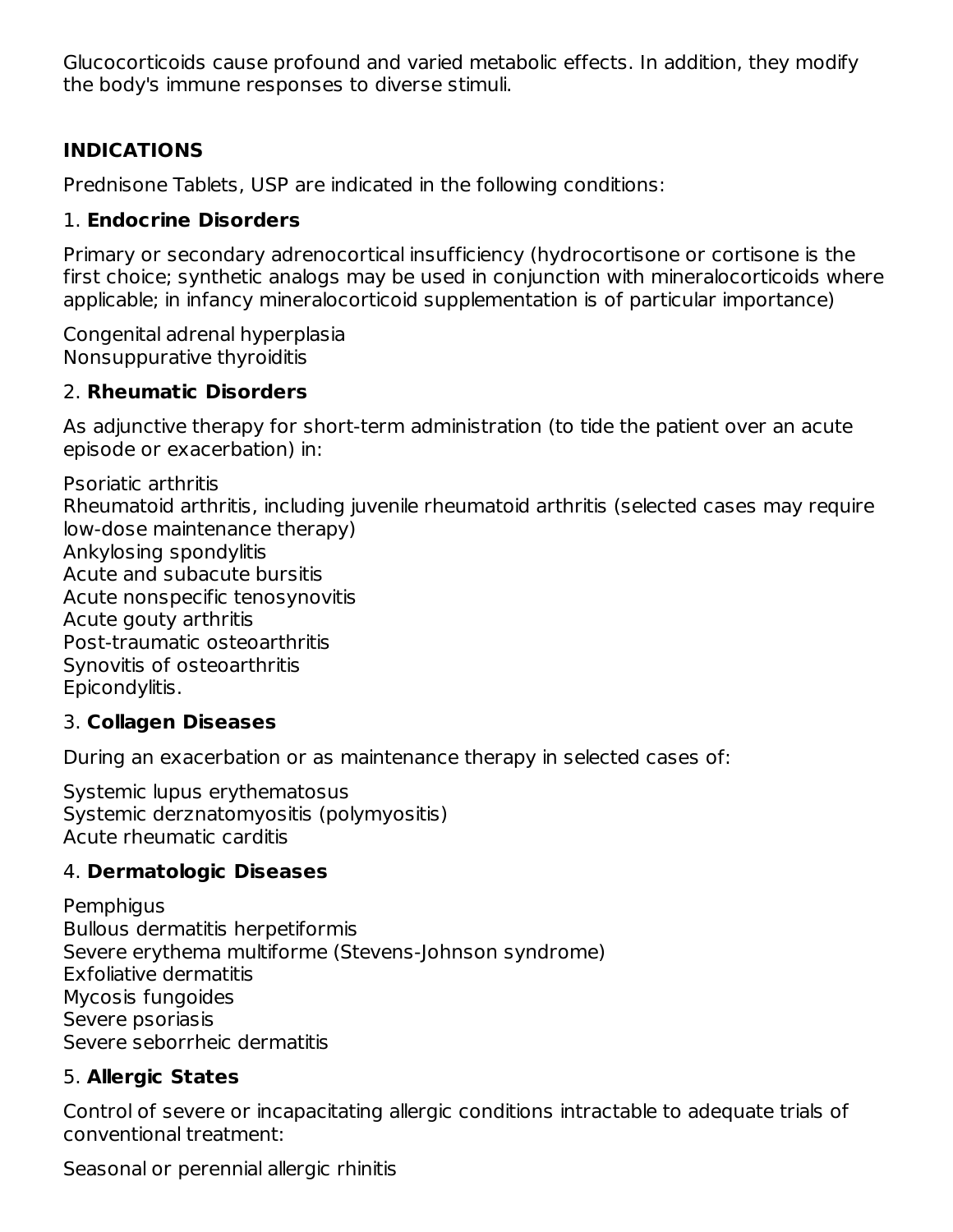Glucocorticoids cause profound and varied metabolic effects. In addition, they modify the body's immune responses to diverse stimuli.

## INDICATIONS

Prednisone Tablets, USP are indicated in the following conditions:

1. **Endocrine Disorders**

Primary or secondary adrenocortical insufficiency (hydrocortisone or cortisone is the first choice; synthetic analogs may be used in conjunction with mineralocorticoids where applicable; in infancy mineralocorticoid supplementation is of particular importance)

Congenital adrenal hyperplasia
Nonsuppurative thyroiditis

2. **Rheumatic Disorders**

As adjunctive therapy for short-term administration (to tide the patient over an acute episode or exacerbation) in:

Psoriatic arthritis
Rheumatoid arthritis, including juvenile rheumatoid arthritis (selected cases may require low-dose maintenance therapy)
Ankylosing spondylitis
Acute and subacute bursitis
Acute nonspecific tenosynovitis
Acute gouty arthritis
Post-traumatic osteoarthritis
Synovitis of osteoarthritis
Epicondylitis.

3. **Collagen Diseases**

During an exacerbation or as maintenance therapy in selected cases of:

Systemic lupus erythematosus
Systemic derznatomyositis (polymyositis)
Acute rheumatic carditis

4. **Dermatologic Diseases**

Pemphigus
Bullous dermatitis herpetiformis
Severe erythema multiforme (Stevens-Johnson syndrome)
Exfoliative dermatitis
Mycosis fungoides
Severe psoriasis
Severe seborrheic dermatitis

5. **Allergic States**

Control of severe or incapacitating allergic conditions intractable to adequate trials of conventional treatment:

Seasonal or perennial allergic rhinitis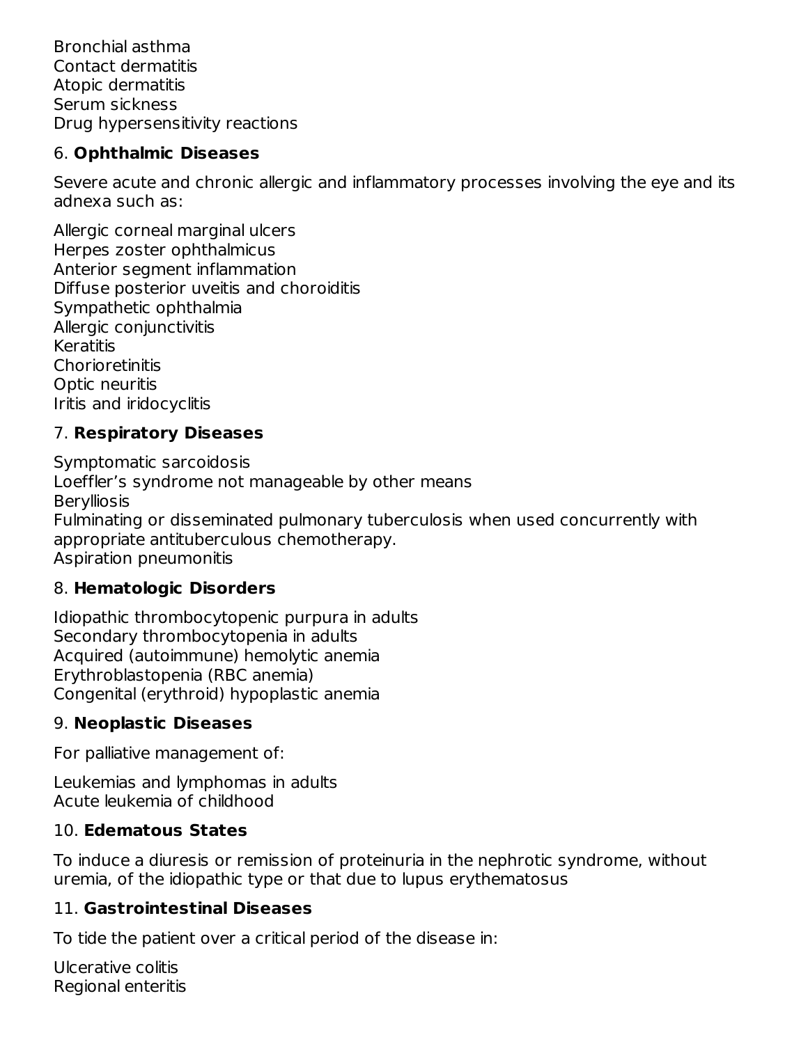Bronchial asthma
Contact dermatitis
Atopic dermatitis
Serum sickness
Drug hypersensitivity reactions

6. **Ophthalmic Diseases**

Severe acute and chronic allergic and inflammatory processes involving the eye and its adnexa such as:

Allergic corneal marginal ulcers
Herpes zoster ophthalmicus
Anterior segment inflammation
Diffuse posterior uveitis and choroiditis
Sympathetic ophthalmia
Allergic conjunctivitis
Keratitis
Chorioretinitis
Optic neuritis
Iritis and iridocyclitis

7. **Respiratory Diseases**

Symptomatic sarcoidosis
Loeffler's syndrome not manageable by other means
Berylliosis
Fulminating or disseminated pulmonary tuberculosis when used concurrently with appropriate antituberculous chemotherapy.
Aspiration pneumonitis

8. **Hematologic Disorders**

Idiopathic thrombocytopenic purpura in adults
Secondary thrombocytopenia in adults
Acquired (autoimmune) hemolytic anemia
Erythroblastopenia (RBC anemia)
Congenital (erythroid) hypoplastic anemia

9. **Neoplastic Diseases**

For palliative management of:

Leukemias and lymphomas in adults
Acute leukemia of childhood

10. **Edematous States**

To induce a diuresis or remission of proteinuria in the nephrotic syndrome, without uremia, of the idiopathic type or that due to lupus erythematosus

11. **Gastrointestinal Diseases**

To tide the patient over a critical period of the disease in:

Ulcerative colitis
Regional enteritis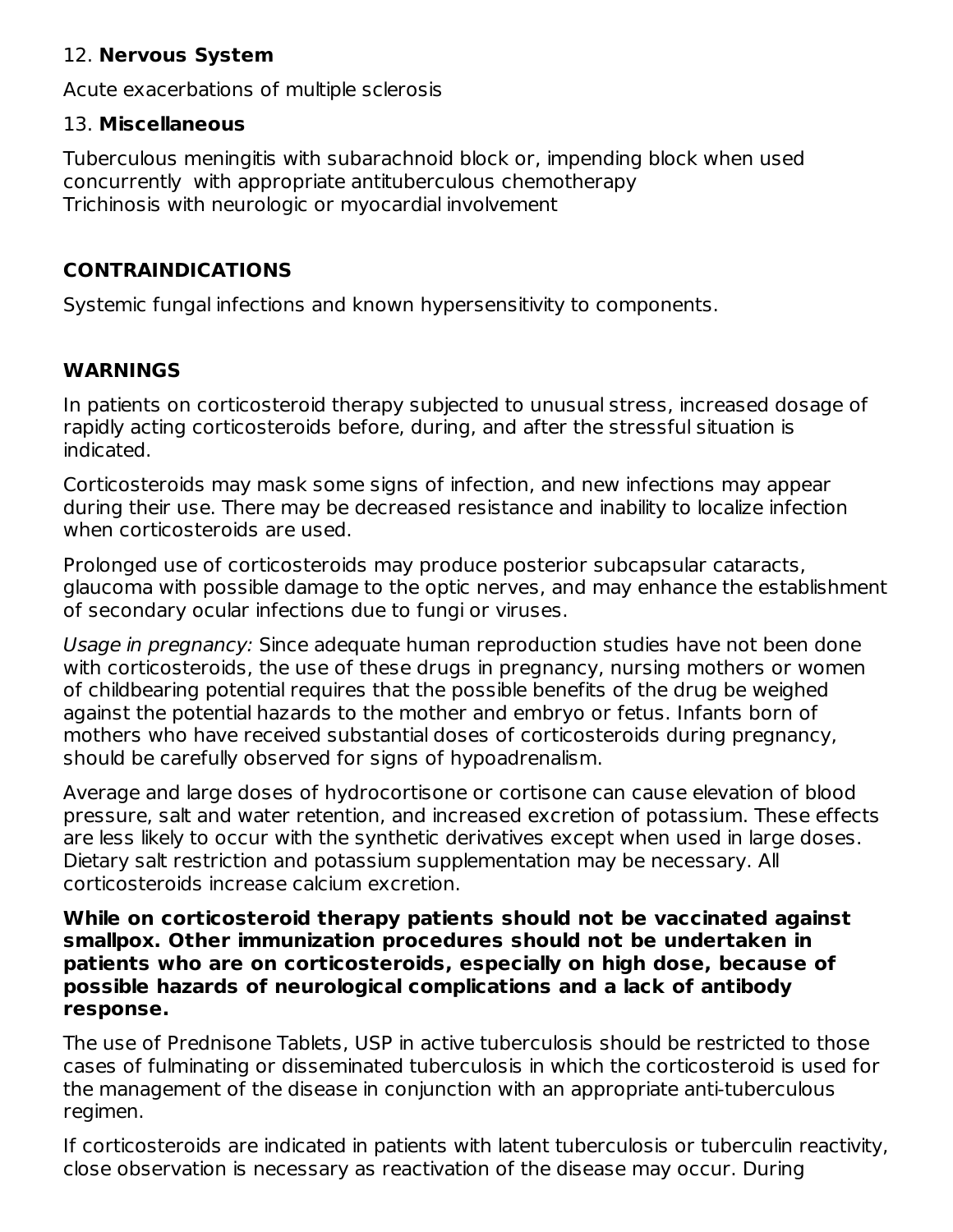12. **Nervous System**

Acute exacerbations of multiple sclerosis

13. **Miscellaneous**

Tuberculous meningitis with subarachnoid block or, impending block when used concurrently with appropriate antituberculous chemotherapy
Trichinosis with neurologic or myocardial involvement

## CONTRAINDICATIONS

Systemic fungal infections and known hypersensitivity to components.

## WARNINGS

In patients on corticosteroid therapy subjected to unusual stress, increased dosage of rapidly acting corticosteroids before, during, and after the stressful situation is indicated.

Corticosteroids may mask some signs of infection, and new infections may appear during their use. There may be decreased resistance and inability to localize infection when corticosteroids are used.

Prolonged use of corticosteroids may produce posterior subcapsular cataracts, glaucoma with possible damage to the optic nerves, and may enhance the establishment of secondary ocular infections due to fungi or viruses.

*Usage in pregnancy:* Since adequate human reproduction studies have not been done with corticosteroids, the use of these drugs in pregnancy, nursing mothers or women of childbearing potential requires that the possible benefits of the drug be weighed against the potential hazards to the mother and embryo or fetus. Infants born of mothers who have received substantial doses of corticosteroids during pregnancy, should be carefully observed for signs of hypoadrenalism.

Average and large doses of hydrocortisone or cortisone can cause elevation of blood pressure, salt and water retention, and increased excretion of potassium. These effects are less likely to occur with the synthetic derivatives except when used in large doses. Dietary salt restriction and potassium supplementation may be necessary. All corticosteroids increase calcium excretion.

**While on corticosteroid therapy patients should not be vaccinated against smallpox. Other immunization procedures should not be undertaken in patients who are on corticosteroids, especially on high dose, because of possible hazards of neurological complications and a lack of antibody response.**

The use of Prednisone Tablets, USP in active tuberculosis should be restricted to those cases of fulminating or disseminated tuberculosis in which the corticosteroid is used for the management of the disease in conjunction with an appropriate anti-tuberculous regimen.

If corticosteroids are indicated in patients with latent tuberculosis or tuberculin reactivity, close observation is necessary as reactivation of the disease may occur. During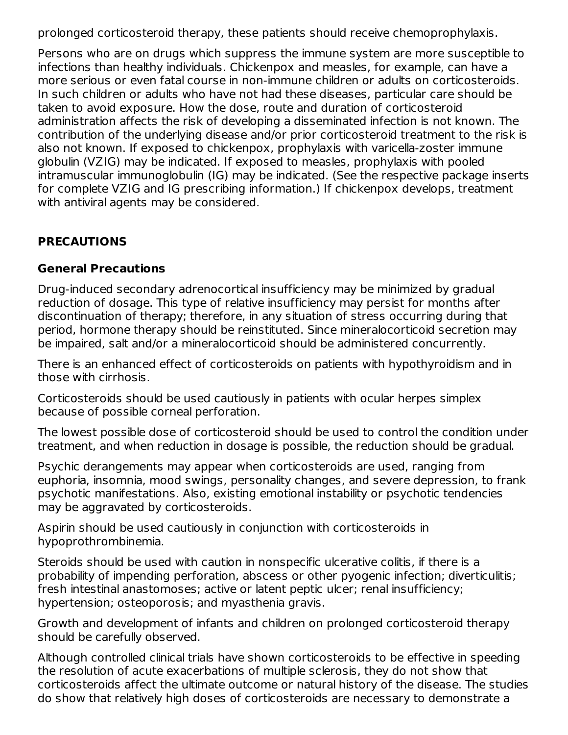prolonged corticosteroid therapy, these patients should receive chemoprophylaxis.

Persons who are on drugs which suppress the immune system are more susceptible to infections than healthy individuals. Chickenpox and measles, for example, can have a more serious or even fatal course in non-immune children or adults on corticosteroids. In such children or adults who have not had these diseases, particular care should be taken to avoid exposure. How the dose, route and duration of corticosteroid administration affects the risk of developing a disseminated infection is not known. The contribution of the underlying disease and/or prior corticosteroid treatment to the risk is also not known. If exposed to chickenpox, prophylaxis with varicella-zoster immune globulin (VZIG) may be indicated. If exposed to measles, prophylaxis with pooled intramuscular immunoglobulin (IG) may be indicated. (See the respective package inserts for complete VZIG and IG prescribing information.) If chickenpox develops, treatment with antiviral agents may be considered.

## PRECAUTIONS

### General Precautions

Drug-induced secondary adrenocortical insufficiency may be minimized by gradual reduction of dosage. This type of relative insufficiency may persist for months after discontinuation of therapy; therefore, in any situation of stress occurring during that period, hormone therapy should be reinstituted. Since mineralocorticoid secretion may be impaired, salt and/or a mineralocorticoid should be administered concurrently.

There is an enhanced effect of corticosteroids on patients with hypothyroidism and in those with cirrhosis.

Corticosteroids should be used cautiously in patients with ocular herpes simplex because of possible corneal perforation.

The lowest possible dose of corticosteroid should be used to control the condition under treatment, and when reduction in dosage is possible, the reduction should be gradual.

Psychic derangements may appear when corticosteroids are used, ranging from euphoria, insomnia, mood swings, personality changes, and severe depression, to frank psychotic manifestations. Also, existing emotional instability or psychotic tendencies may be aggravated by corticosteroids.

Aspirin should be used cautiously in conjunction with corticosteroids in hypoprothrombinemia.

Steroids should be used with caution in nonspecific ulcerative colitis, if there is a probability of impending perforation, abscess or other pyogenic infection; diverticulitis; fresh intestinal anastomoses; active or latent peptic ulcer; renal insufficiency; hypertension; osteoporosis; and myasthenia gravis.

Growth and development of infants and children on prolonged corticosteroid therapy should be carefully observed.

Although controlled clinical trials have shown corticosteroids to be effective in speeding the resolution of acute exacerbations of multiple sclerosis, they do not show that corticosteroids affect the ultimate outcome or natural history of the disease. The studies do show that relatively high doses of corticosteroids are necessary to demonstrate a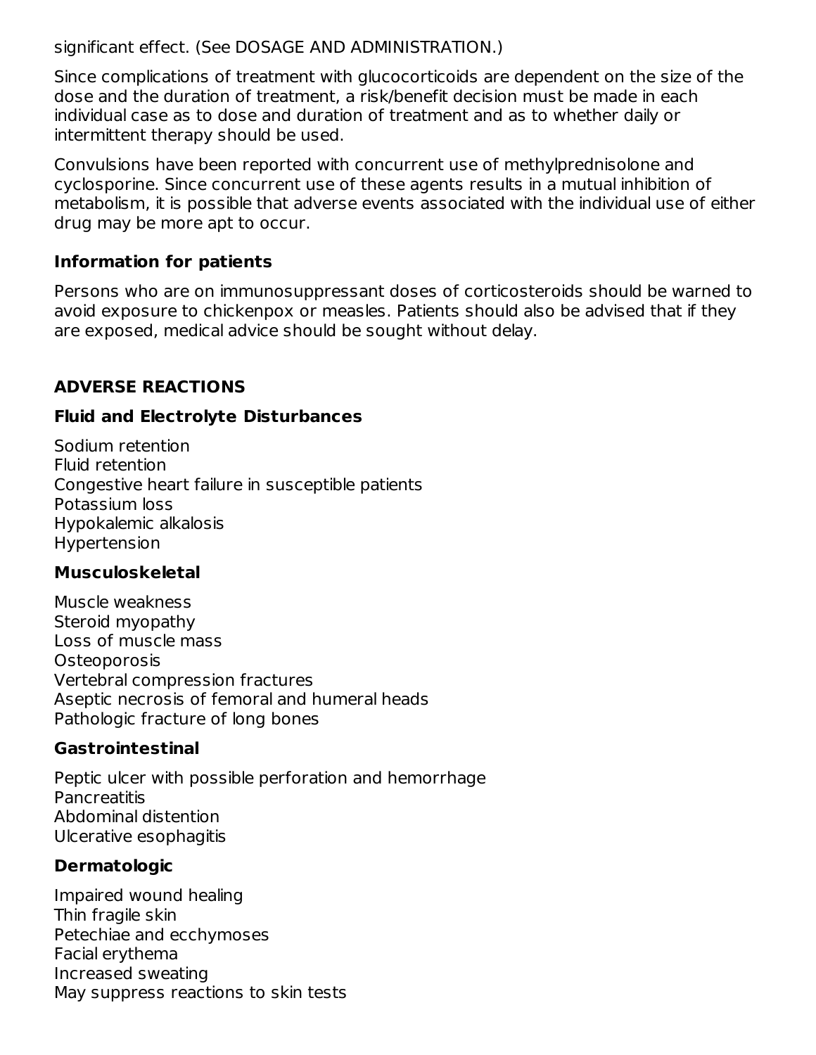significant effect. (See DOSAGE AND ADMINISTRATION.)

Since complications of treatment with glucocorticoids are dependent on the size of the dose and the duration of treatment, a risk/benefit decision must be made in each individual case as to dose and duration of treatment and as to whether daily or intermittent therapy should be used.

Convulsions have been reported with concurrent use of methylprednisolone and cyclosporine. Since concurrent use of these agents results in a mutual inhibition of metabolism, it is possible that adverse events associated with the individual use of either drug may be more apt to occur.

### Information for patients

Persons who are on immunosuppressant doses of corticosteroids should be warned to avoid exposure to chickenpox or measles. Patients should also be advised that if they are exposed, medical advice should be sought without delay.

## ADVERSE REACTIONS

### Fluid and Electrolyte Disturbances

Sodium retention
Fluid retention
Congestive heart failure in susceptible patients
Potassium loss
Hypokalemic alkalosis
Hypertension

### Musculoskeletal

Muscle weakness
Steroid myopathy
Loss of muscle mass
Osteoporosis
Vertebral compression fractures
Aseptic necrosis of femoral and humeral heads
Pathologic fracture of long bones

### Gastrointestinal

Peptic ulcer with possible perforation and hemorrhage
Pancreatitis
Abdominal distention
Ulcerative esophagitis

### Dermatologic

Impaired wound healing
Thin fragile skin
Petechiae and ecchymoses
Facial erythema
Increased sweating
May suppress reactions to skin tests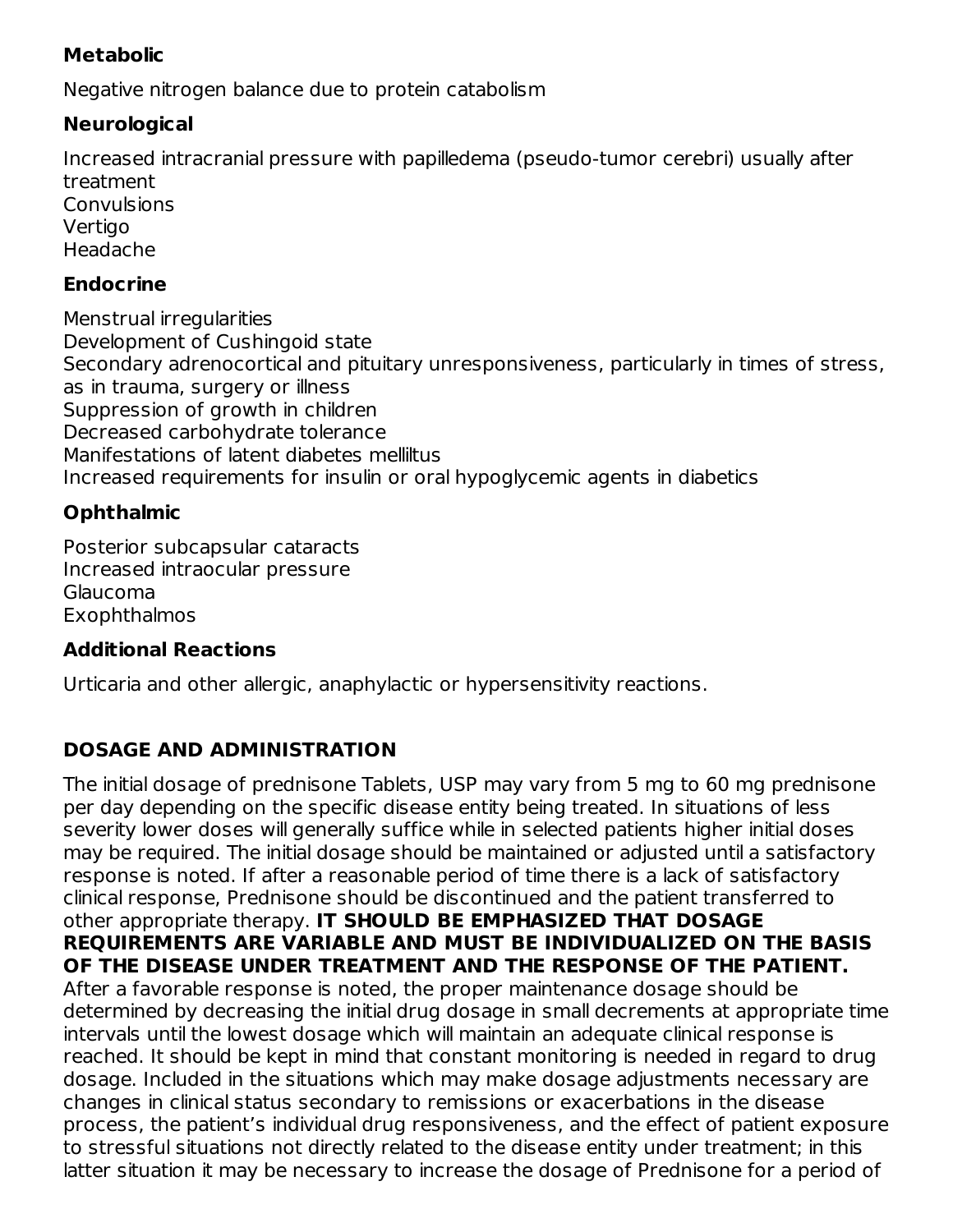**Metabolic**

Negative nitrogen balance due to protein catabolism

**Neurological**

Increased intracranial pressure with papilledema (pseudo-tumor cerebri) usually after treatment
Convulsions
Vertigo
Headache

**Endocrine**

Menstrual irregularities
Development of Cushingoid state
Secondary adrenocortical and pituitary unresponsiveness, particularly in times of stress, as in trauma, surgery or illness
Suppression of growth in children
Decreased carbohydrate tolerance
Manifestations of latent diabetes mellitus
Increased requirements for insulin or oral hypoglycemic agents in diabetics

**Ophthalmic**

Posterior subcapsular cataracts
Increased intraocular pressure
Glaucoma
Exophthalmos

**Additional Reactions**

Urticaria and other allergic, anaphylactic or hypersensitivity reactions.

## DOSAGE AND ADMINISTRATION

The initial dosage of prednisone Tablets, USP may vary from 5 mg to 60 mg prednisone per day depending on the specific disease entity being treated. In situations of less severity lower doses will generally suffice while in selected patients higher initial doses may be required. The initial dosage should be maintained or adjusted until a satisfactory response is noted. If after a reasonable period of time there is a lack of satisfactory clinical response, Prednisone should be discontinued and the patient transferred to other appropriate therapy. **IT SHOULD BE EMPHASIZED THAT DOSAGE REQUIREMENTS ARE VARIABLE AND MUST BE INDIVIDUALIZED ON THE BASIS OF THE DISEASE UNDER TREATMENT AND THE RESPONSE OF THE PATIENT.** After a favorable response is noted, the proper maintenance dosage should be determined by decreasing the initial drug dosage in small decrements at appropriate time intervals until the lowest dosage which will maintain an adequate clinical response is reached. It should be kept in mind that constant monitoring is needed in regard to drug dosage. Included in the situations which may make dosage adjustments necessary are changes in clinical status secondary to remissions or exacerbations in the disease process, the patient's individual drug responsiveness, and the effect of patient exposure to stressful situations not directly related to the disease entity under treatment; in this latter situation it may be necessary to increase the dosage of Prednisone for a period of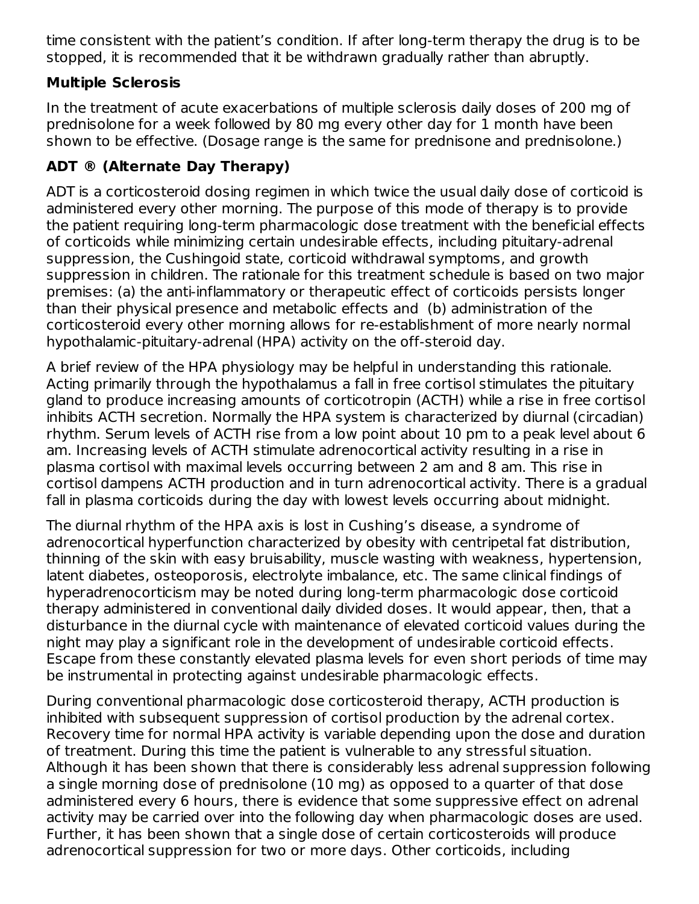time consistent with the patient's condition. If after long-term therapy the drug is to be stopped, it is recommended that it be withdrawn gradually rather than abruptly.

### Multiple Sclerosis

In the treatment of acute exacerbations of multiple sclerosis daily doses of 200 mg of prednisolone for a week followed by 80 mg every other day for 1 month have been shown to be effective. (Dosage range is the same for prednisone and prednisolone.)

### ADT ® (Alternate Day Therapy)

ADT is a corticosteroid dosing regimen in which twice the usual daily dose of corticoid is administered every other morning. The purpose of this mode of therapy is to provide the patient requiring long-term pharmacologic dose treatment with the beneficial effects of corticoids while minimizing certain undesirable effects, including pituitary-adrenal suppression, the Cushingoid state, corticoid withdrawal symptoms, and growth suppression in children. The rationale for this treatment schedule is based on two major premises: (a) the anti-inflammatory or therapeutic effect of corticoids persists longer than their physical presence and metabolic effects and (b) administration of the corticosteroid every other morning allows for re-establishment of more nearly normal hypothalamic-pituitary-adrenal (HPA) activity on the off-steroid day.

A brief review of the HPA physiology may be helpful in understanding this rationale. Acting primarily through the hypothalamus a fall in free cortisol stimulates the pituitary gland to produce increasing amounts of corticotropin (ACTH) while a rise in free cortisol inhibits ACTH secretion. Normally the HPA system is characterized by diurnal (circadian) rhythm. Serum levels of ACTH rise from a low point about 10 pm to a peak level about 6 am. Increasing levels of ACTH stimulate adrenocortical activity resulting in a rise in plasma cortisol with maximal levels occurring between 2 am and 8 am. This rise in cortisol dampens ACTH production and in turn adrenocortical activity. There is a gradual fall in plasma corticoids during the day with lowest levels occurring about midnight.

The diurnal rhythm of the HPA axis is lost in Cushing's disease, a syndrome of adrenocortical hyperfunction characterized by obesity with centripetal fat distribution, thinning of the skin with easy bruisability, muscle wasting with weakness, hypertension, latent diabetes, osteoporosis, electrolyte imbalance, etc. The same clinical findings of hyperadrenocorticism may be noted during long-term pharmacologic dose corticoid therapy administered in conventional daily divided doses. It would appear, then, that a disturbance in the diurnal cycle with maintenance of elevated corticoid values during the night may play a significant role in the development of undesirable corticoid effects. Escape from these constantly elevated plasma levels for even short periods of time may be instrumental in protecting against undesirable pharmacologic effects.

During conventional pharmacologic dose corticosteroid therapy, ACTH production is inhibited with subsequent suppression of cortisol production by the adrenal cortex. Recovery time for normal HPA activity is variable depending upon the dose and duration of treatment. During this time the patient is vulnerable to any stressful situation. Although it has been shown that there is considerably less adrenal suppression following a single morning dose of prednisolone (10 mg) as opposed to a quarter of that dose administered every 6 hours, there is evidence that some suppressive effect on adrenal activity may be carried over into the following day when pharmacologic doses are used. Further, it has been shown that a single dose of certain corticosteroids will produce adrenocortical suppression for two or more days. Other corticoids, including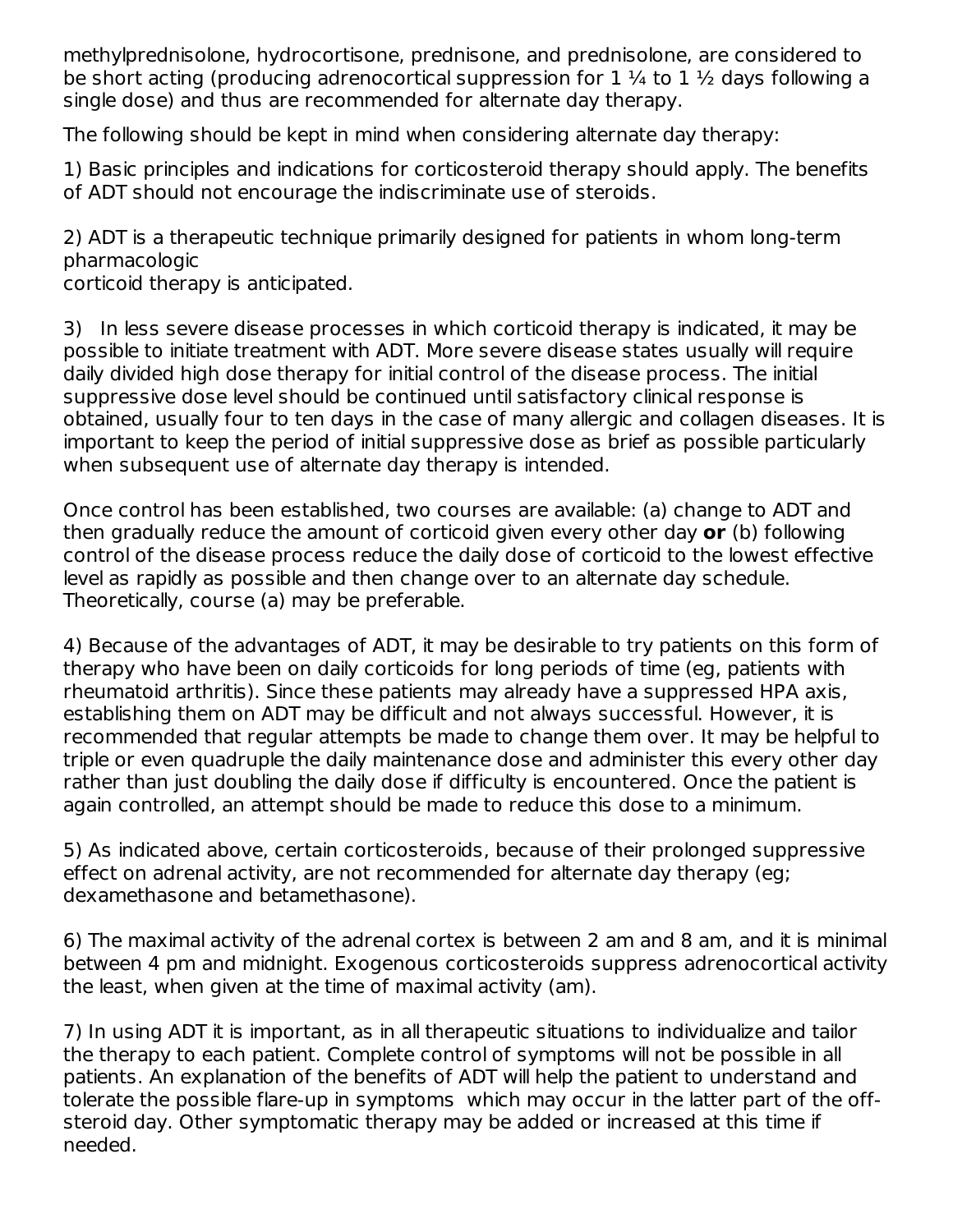methylprednisolone, hydrocortisone, prednisone, and prednisolone, are considered to be short acting (producing adrenocortical suppression for 1 ¼ to 1 ½ days following a single dose) and thus are recommended for alternate day therapy.

The following should be kept in mind when considering alternate day therapy:

1) Basic principles and indications for corticosteroid therapy should apply. The benefits of ADT should not encourage the indiscriminate use of steroids.

2) ADT is a therapeutic technique primarily designed for patients in whom long-term pharmacologic corticoid therapy is anticipated.

3) In less severe disease processes in which corticoid therapy is indicated, it may be possible to initiate treatment with ADT. More severe disease states usually will require daily divided high dose therapy for initial control of the disease process. The initial suppressive dose level should be continued until satisfactory clinical response is obtained, usually four to ten days in the case of many allergic and collagen diseases. It is important to keep the period of initial suppressive dose as brief as possible particularly when subsequent use of alternate day therapy is intended.

Once control has been established, two courses are available: (a) change to ADT and then gradually reduce the amount of corticoid given every other day **or** (b) following control of the disease process reduce the daily dose of corticoid to the lowest effective level as rapidly as possible and then change over to an alternate day schedule. Theoretically, course (a) may be preferable.

4) Because of the advantages of ADT, it may be desirable to try patients on this form of therapy who have been on daily corticoids for long periods of time (eg, patients with rheumatoid arthritis). Since these patients may already have a suppressed HPA axis, establishing them on ADT may be difficult and not always successful. However, it is recommended that regular attempts be made to change them over. It may be helpful to triple or even quadruple the daily maintenance dose and administer this every other day rather than just doubling the daily dose if difficulty is encountered. Once the patient is again controlled, an attempt should be made to reduce this dose to a minimum.

5) As indicated above, certain corticosteroids, because of their prolonged suppressive effect on adrenal activity, are not recommended for alternate day therapy (eg; dexamethasone and betamethasone).

6) The maximal activity of the adrenal cortex is between 2 am and 8 am, and it is minimal between 4 pm and midnight. Exogenous corticosteroids suppress adrenocortical activity the least, when given at the time of maximal activity (am).

7) In using ADT it is important, as in all therapeutic situations to individualize and tailor the therapy to each patient. Complete control of symptoms will not be possible in all patients. An explanation of the benefits of ADT will help the patient to understand and tolerate the possible flare-up in symptoms which may occur in the latter part of the off-steroid day. Other symptomatic therapy may be added or increased at this time if needed.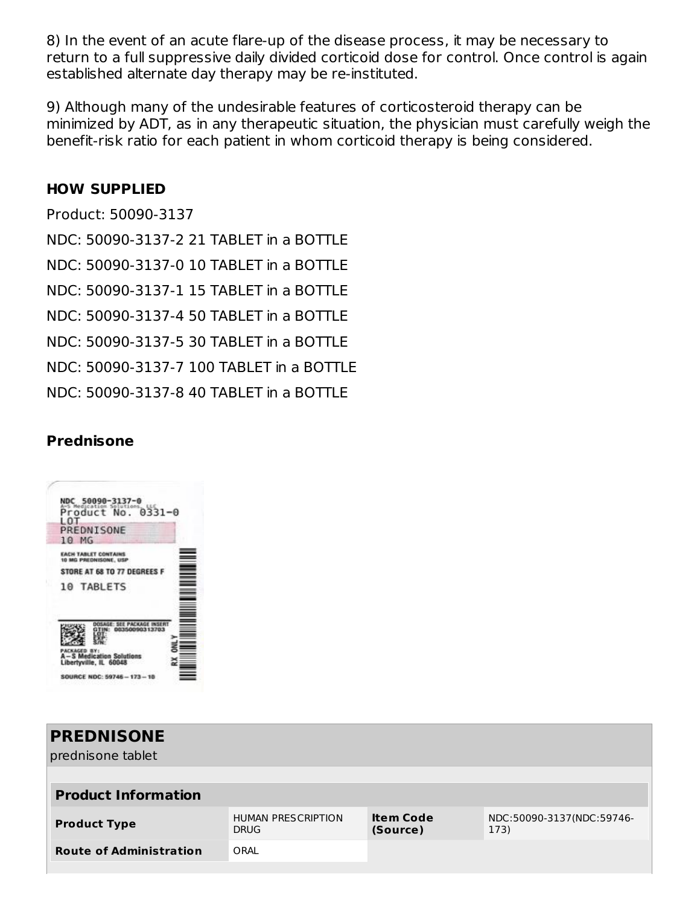8) In the event of an acute flare-up of the disease process, it may be necessary to return to a full suppressive daily divided corticoid dose for control. Once control is again established alternate day therapy may be re-instituted.

9) Although many of the undesirable features of corticosteroid therapy can be minimized by ADT, as in any therapeutic situation, the physician must carefully weigh the benefit-risk ratio for each patient in whom corticoid therapy is being considered.

## HOW SUPPLIED

Product: 50090-3137

NDC: 50090-3137-2 21 TABLET in a BOTTLE

NDC: 50090-3137-0 10 TABLET in a BOTTLE

NDC: 50090-3137-1 15 TABLET in a BOTTLE

NDC: 50090-3137-4 50 TABLET in a BOTTLE

NDC: 50090-3137-5 30 TABLET in a BOTTLE

NDC: 50090-3137-7 100 TABLET in a BOTTLE

NDC: 50090-3137-8 40 TABLET in a BOTTLE

## Prednisone

NDC 50090-3137-0
A-S Medication Solutions, LLC
Product No. 0331-0
LOT
PREDNISONE
10 MG
EACH TABLET CONTAINS
10 MG PREDNISONE, USP
STORE AT 68 TO 77 DEGREES F
10 TABLETS
DOSAGE: SEE PACKAGE INSERT
GTIN: 00350090313703
LOT:
EXP:
S/N:
PACKAGED BY:
A-S Medication Solutions
Libertyville, IL 60048
SOURCE NDC: 59746-173-10
RX ONLY

| **PREDNISONE** prednisone tablet | | | |
|---|---|---|---|
| **Product Information** | | | |
| **Product Type** | HUMAN PRESCRIPTION DRUG | **Item Code (Source)** | NDC:50090-3137(NDC:59746-173) |
| **Route of Administration** | ORAL | | |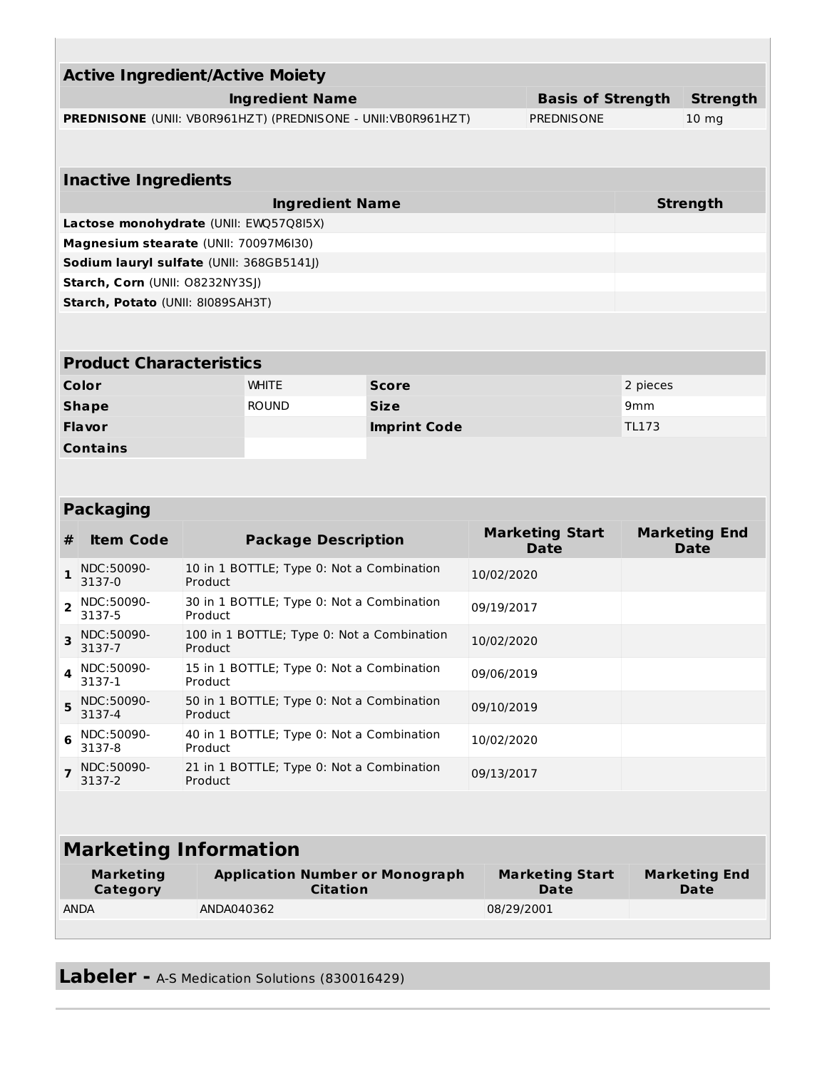| Active Ingredient/Active Moiety | | |
|---|---|---|
| **Ingredient Name** | **Basis of Strength** | **Strength** |
| **PREDNISONE** (UNII: VB0R961HZT) (PREDNISONE - UNII:VB0R961HZT) | PREDNISONE | 10 mg |

| Inactive Ingredients | |
|---|---|
| **Ingredient Name** | **Strength** |
| **Lactose monohydrate** (UNII: EWQ57Q8I5X) | |
| **Magnesium stearate** (UNII: 70097M6I30) | |
| **Sodium lauryl sulfate** (UNII: 368GB5141J) | |
| **Starch, Corn** (UNII: O8232NY3SJ) | |
| **Starch, Potato** (UNII: 8I089SAH3T) | |

| Product Characteristics | | | |
|---|---|---|---|
| **Color** | WHITE | **Score** | 2 pieces |
| **Shape** | ROUND | **Size** | 9mm |
| **Flavor** | | **Imprint Code** | TL173 |
| **Contains** | | | |

| Packaging | | | | |
|---|---|---|---|---|
| **#** | **Item Code** | **Package Description** | **Marketing Start Date** | **Marketing End Date** |
| 1 | NDC:50090-3137-0 | 10 in 1 BOTTLE; Type 0: Not a Combination Product | 10/02/2020 | |
| 2 | NDC:50090-3137-5 | 30 in 1 BOTTLE; Type 0: Not a Combination Product | 09/19/2017 | |
| 3 | NDC:50090-3137-7 | 100 in 1 BOTTLE; Type 0: Not a Combination Product | 10/02/2020 | |
| 4 | NDC:50090-3137-1 | 15 in 1 BOTTLE; Type 0: Not a Combination Product | 09/06/2019 | |
| 5 | NDC:50090-3137-4 | 50 in 1 BOTTLE; Type 0: Not a Combination Product | 09/10/2019 | |
| 6 | NDC:50090-3137-8 | 40 in 1 BOTTLE; Type 0: Not a Combination Product | 10/02/2020 | |
| 7 | NDC:50090-3137-2 | 21 in 1 BOTTLE; Type 0: Not a Combination Product | 09/13/2017 | |

| Marketing Information | | | |
|---|---|---|---|
| **Marketing Category** | **Application Number or Monograph Citation** | **Marketing Start Date** | **Marketing End Date** |
| ANDA | ANDA040362 | 08/29/2001 | |

## Labeler - A-S Medication Solutions (830016429)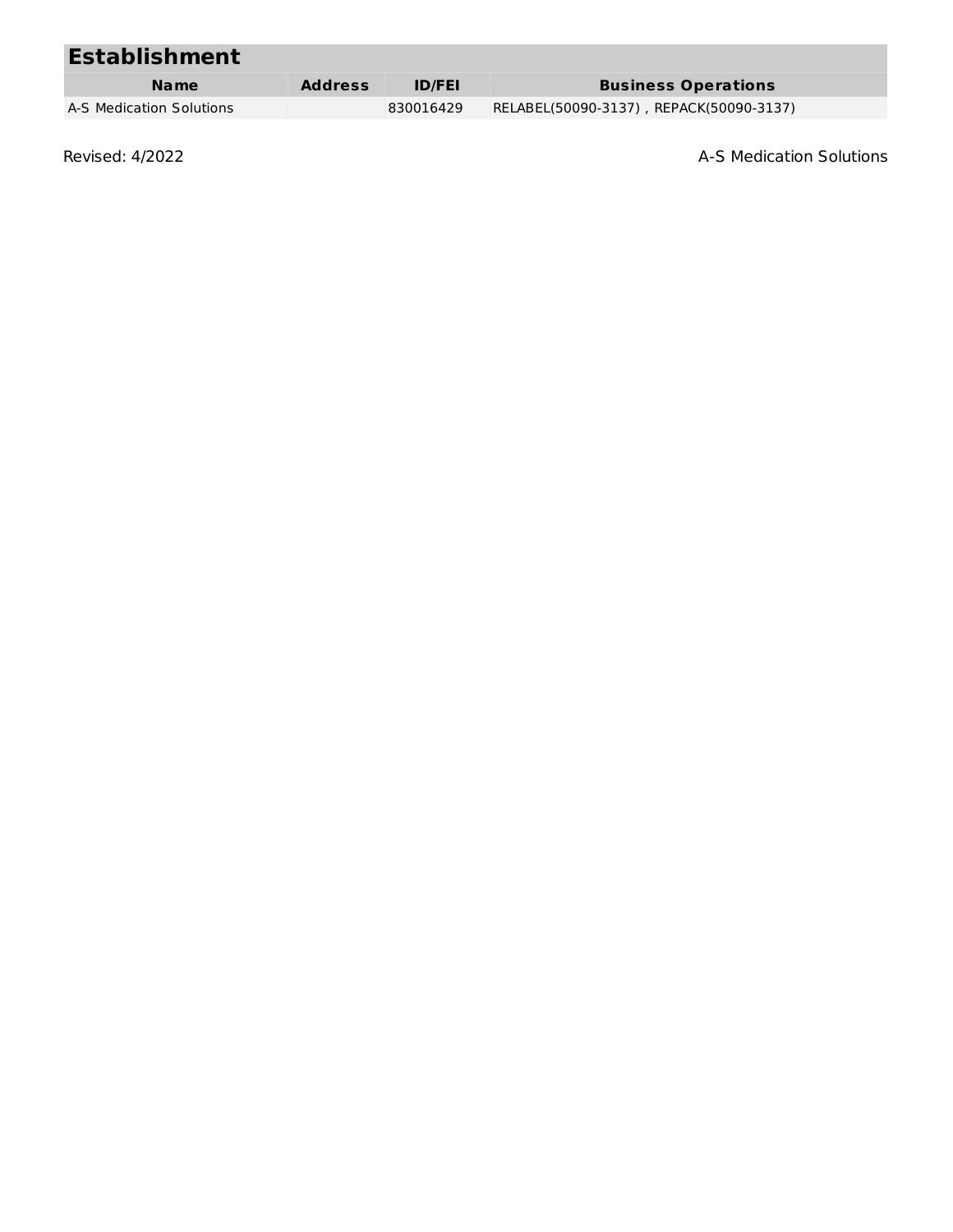## Establishment

| Name | Address | ID/FEI | Business Operations |
| --- | --- | --- | --- |
| A-S Medication Solutions | | 830016429 | RELABEL(50090-3137) , REPACK(50090-3137) |

Revised: 4/2022 A-S Medication Solutions